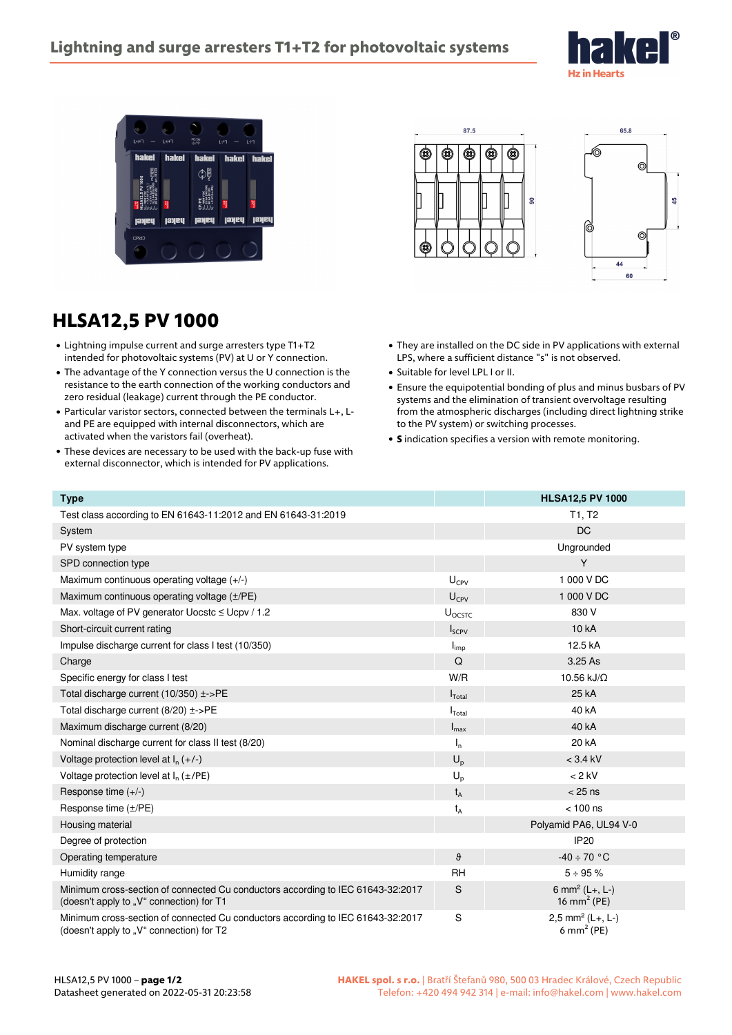# HLSA12,5 PV 1000

- Lightning impulse current and surge arresters type T1+T2 intended for photovoltaic systems (PV) at U or Y connection.
- The advantage of the Y connection versus the U connection is the resistance to the earth connection of the working conductors and zero residual (leakage) current through the PE conductor.
- Particular varistor sectors, connected between the terminals L+, L- and PE are equipped with internal disconnectors, which are activated when the varistors fail (overheat).
- These devices are necessary to be used with the back-up fuse with external disconnector, which is intended for PV applications.
- They are installed on the DC side in PV applications with external LPS, where a sufficient distance "s" is not observed.
- Suitable for level LPL I or II.
- Ensure the equipotential bonding of plus and minus busbars of PV systems and the elimination of transient overvoltage resulting from the atmospheric discharges (including direct lightning strike to the PV system) or switching processes.
- **S** indication specifies a version with remote monitoring.

| Type | | HLSA12,5 PV 1000 |
|---|---|---|
| Test class according to EN 61643-11:2012 and EN 61643-31:2019 | | T1, T2 |
| System | | DC |
| PV system type | | Ungrounded |
| SPD connection type | | Y |
| Maximum continuous operating voltage (+/-) | $U_{CPV}$ | 1 000 V DC |
| Maximum continuous operating voltage (±/PE) | $U_{CPV}$ | 1 000 V DC |
| Max. voltage of PV generator Uocstc ≤ Ucpv / 1.2 | $U_{OCSTC}$ | 830 V |
| Short-circuit current rating | $I_{SCPV}$ | 10 kA |
| Impulse discharge current for class I test (10/350) | $I_{imp}$ | 12.5 kA |
| Charge | Q | 3.25 As |
| Specific energy for class I test | W/R | 10.56 kJ/Ω |
| Total discharge current (10/350) ±->PE | $I_{Total}$ | 25 kA |
| Total discharge current (8/20) ±->PE | $I_{Total}$ | 40 kA |
| Maximum discharge current (8/20) | $I_{max}$ | 40 kA |
| Nominal discharge current for class II test (8/20) | $I_n$ | 20 kA |
| Voltage protection level at $I_n$ (+/-) | $U_p$ | < 3.4 kV |
| Voltage protection level at $I_n$ (±/PE) | $U_p$ | < 2 kV |
| Response time (+/-) | $t_A$ | < 25 ns |
| Response time (±/PE) | $t_A$ | < 100 ns |
| Housing material | | Polyamid PA6, UL94 V-0 |
| Degree of protection | | IP20 |
| Operating temperature | $\vartheta$ | -40 ÷ 70 °C |
| Humidity range | RH | 5 ÷ 95 % |
| Minimum cross-section of connected Cu conductors according to IEC 61643-32:2017 (doesn't apply to „V“ connection) for T1 | S | 6 mm² (L+, L-) 16 mm² (PE) |
| Minimum cross-section of connected Cu conductors according to IEC 61643-32:2017 (doesn't apply to „V“ connection) for T2 | S | 2,5 mm² (L+, L-) 6 mm² (PE) |

HLSA12,5 PV 1000 – **page 1/2**
Datasheet generated on 2022-05-31 20:23:58

**HAKEL spol. s r.o.** | Bratří Štefanů 980, 500 03 Hradec Králové, Czech Republic
Telefon: +420 494 942 314 | e-mail: info@hakel.com | www.hakel.com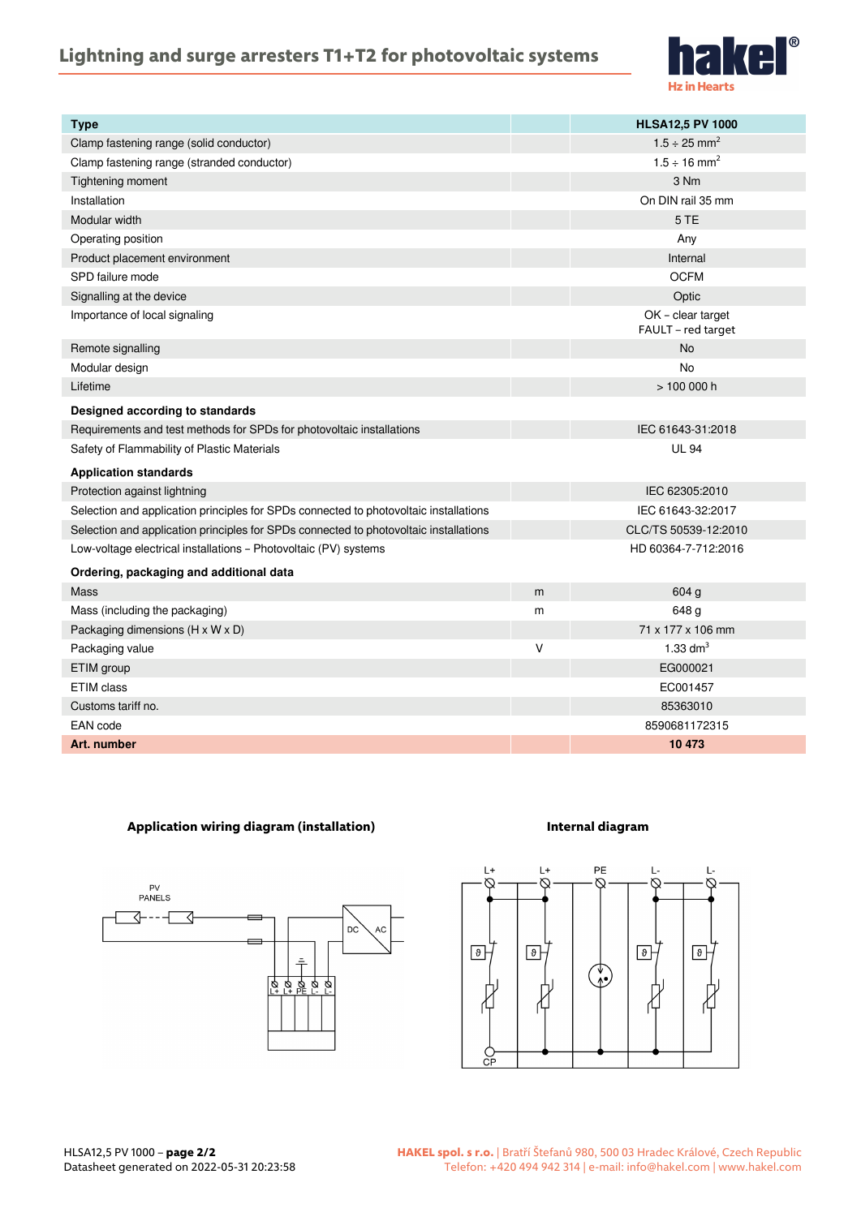# Lightning and surge arresters T1+T2 for photovoltaic systems

| Type | | HLSA12,5 PV 1000 |
|---|---|---|
| Clamp fastening range (solid conductor) | | 1.5 ÷ 25 mm$^2$ |
| Clamp fastening range (stranded conductor) | | 1.5 ÷ 16 mm$^2$ |
| Tightening moment | | 3 Nm |
| Installation | | On DIN rail 35 mm |
| Modular width | | 5 TE |
| Operating position | | Any |
| Product placement environment | | Internal |
| SPD failure mode | | OCFM |
| Signalling at the device | | Optic |
| Importance of local signaling | | OK – clear target FAULT – red target |
| Remote signalling | | No |
| Modular design | | No |
| Lifetime | | > 100 000 h |
| **Designed according to standards** | | |
| Requirements and test methods for SPDs for photovoltaic installations | | IEC 61643-31:2018 |
| Safety of Flammability of Plastic Materials | | UL 94 |
| **Application standards** | | |
| Protection against lightning | | IEC 62305:2010 |
| Selection and application principles for SPDs connected to photovoltaic installations | | IEC 61643-32:2017 |
| Selection and application principles for SPDs connected to photovoltaic installations | | CLC/TS 50539-12:2010 |
| Low-voltage electrical installations – Photovoltaic (PV) systems | | HD 60364-7-712:2016 |
| **Ordering, packaging and additional data** | | |
| Mass | m | 604 g |
| Mass (including the packaging) | m | 648 g |
| Packaging dimensions (H x W x D) | | 71 x 177 x 106 mm |
| Packaging value | V | 1.33 dm$^3$ |
| ETIM group | | EG000021 |
| ETIM class | | EC001457 |
| Customs tariff no. | | 85363010 |
| EAN code | | 8590681172315 |
| **Art. number** | | **10 473** |

**Application wiring diagram (installation)**

PV PANELS

DC AC

L+ L+ PE L- L-

**Internal diagram**

L+ L+ PE L- L-

CP

**HAKEL spol. s r.o.** | Bratří Štefanů 980, 500 03 Hradec Králové, Czech Republic
Telefon: +420 494 942 314 | e-mail: info@hakel.com | www.hakel.com